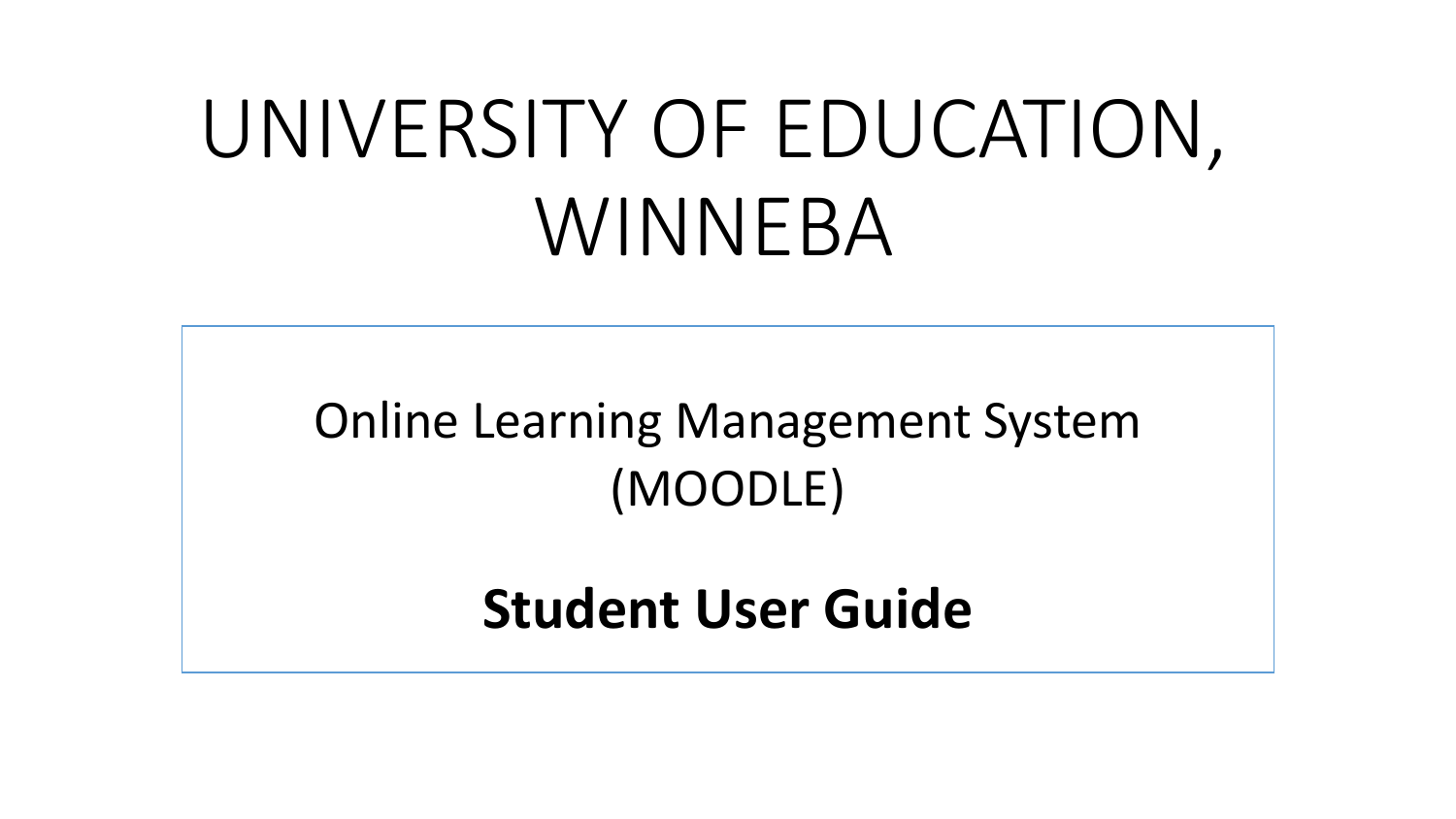# UNIVERSITY OF EDUCATION, WINNEBA

Online Learning Management System (MOODLE)

**Student User Guide**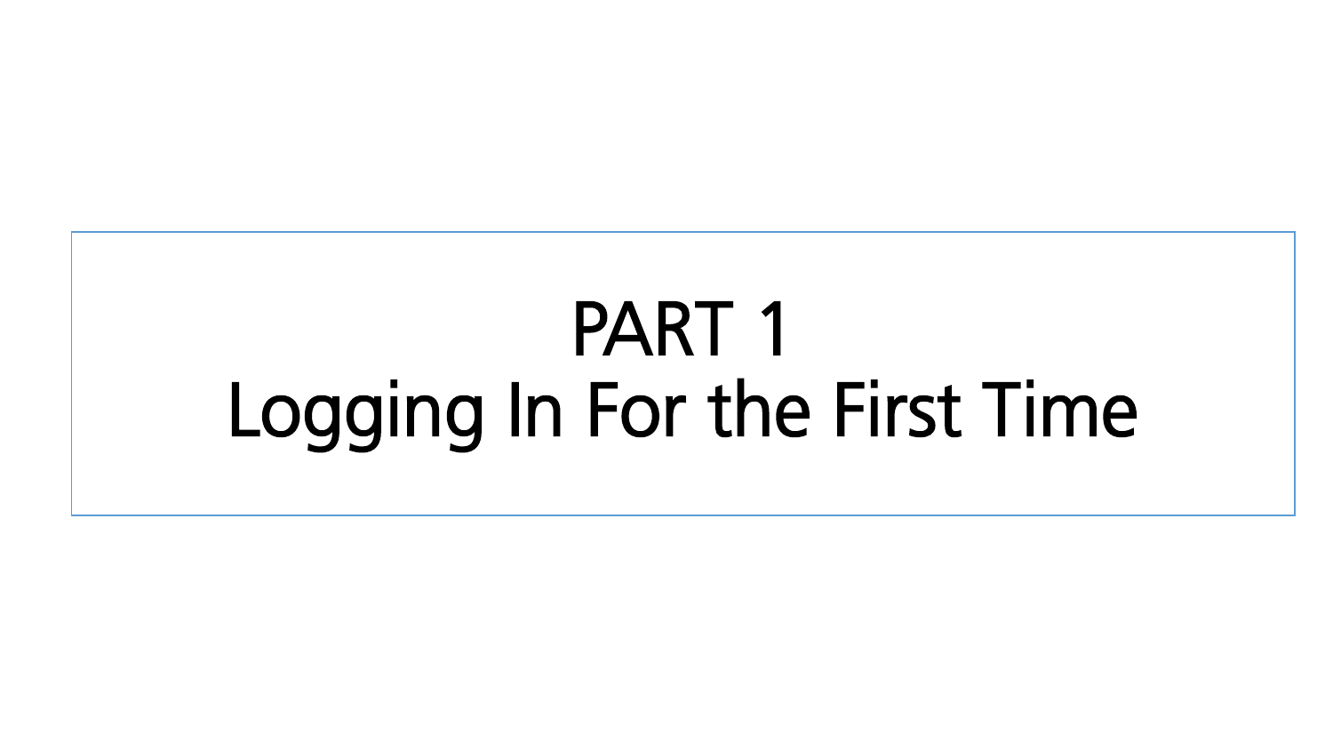# PART 1
# Logging In For the First Time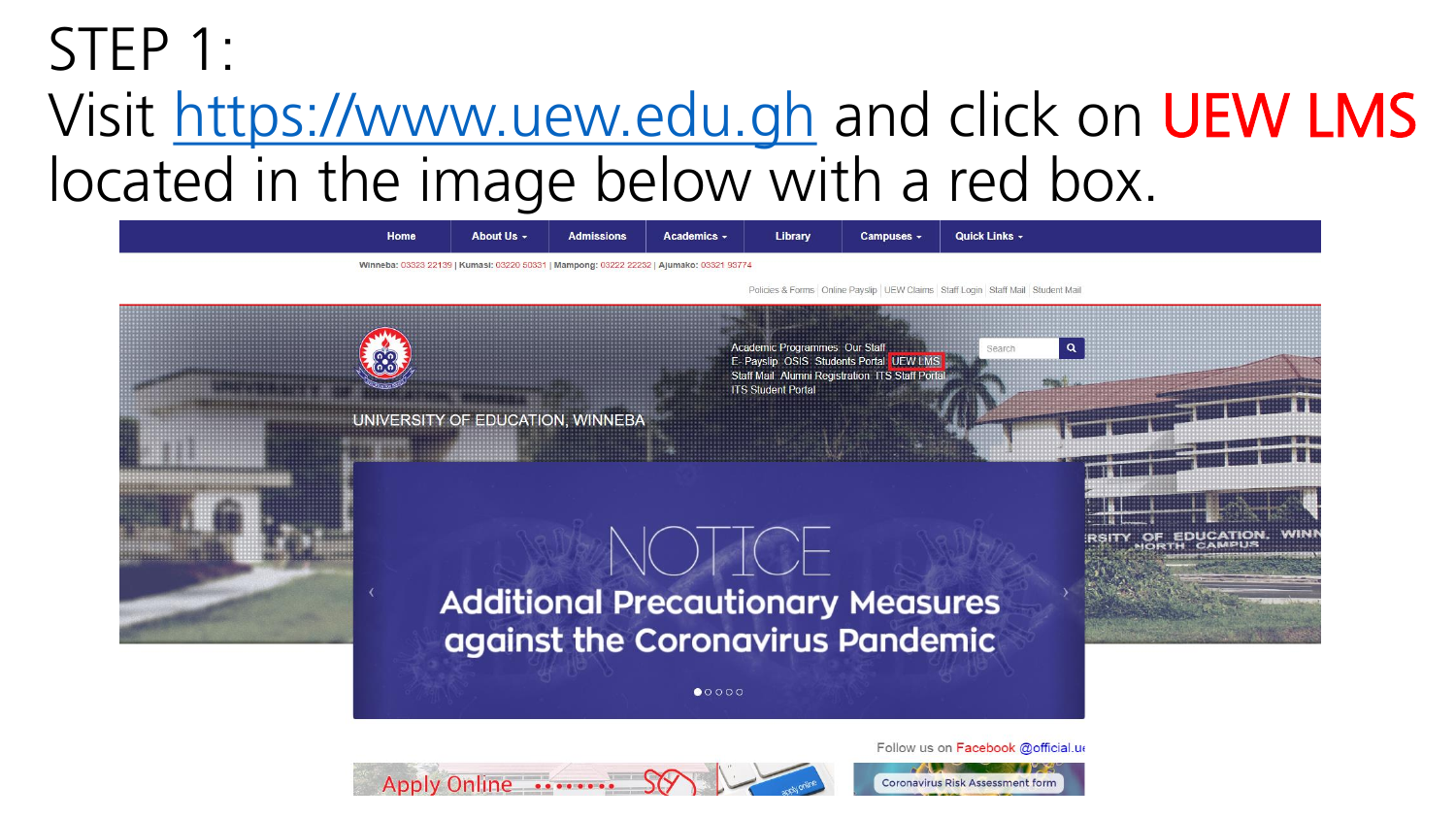# STEP 1:

Visit https://www.uew.edu.gh and click on **UEW LMS** located in the image below with a red box.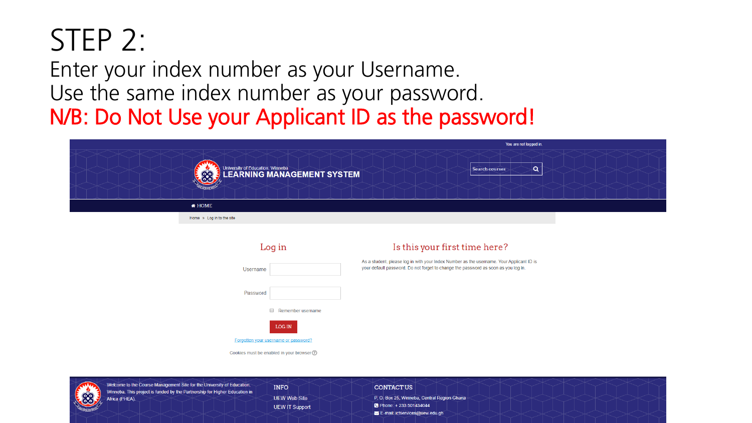# STEP 2:

Enter your index number as your Username.
Use the same index number as your password.

**N/B: Do Not Use your Applicant ID as the password!**

You are not logged in.

University of Education, Winneba
**LEARNING MANAGEMENT SYSTEM**

Search courses

HOME

Home » Log in to the site

## Log in

Username

Password

Remember username

LOG IN

Forgotten your username or password?

Cookies must be enabled in your browser

## Is this your first time here?

As a student, please log in with your Index Number as the username. Your Applicant ID is your default password. Do not forget to change the password as soon as you log in.

Welcome to the Course Management Site for the University of Education, Winneba. This project is funded by the Partnership for Higher Education in Africa (PHEA).

**INFO**

UEW Web Site

UEW IT Support

**CONTACT US**

P. O. Box 25, Winneba, Central Region-Ghana

Phone: + 233 501434044

E-mail: ictservices@uew.edu.gh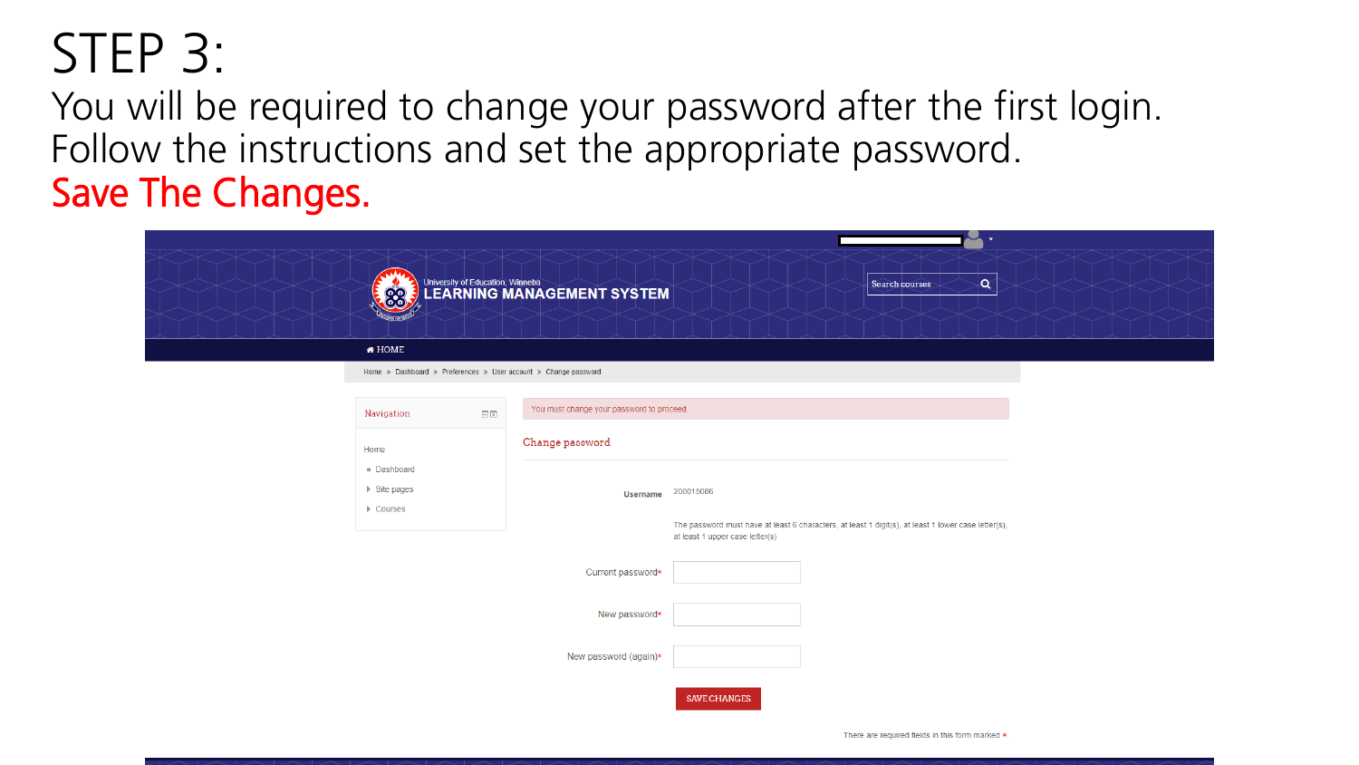# STEP 3:

You will be required to change your password after the first login. Follow the instructions and set the appropriate password.

**Save The Changes.**

University of Education, Winneba
LEARNING MANAGEMENT SYSTEM

Search courses

HOME

Home » Dashboard » Preferences » User account » Change password

Navigation

- Home
  - Dashboard
  - Site pages
  - Courses

You must change your password to proceed.

Change password

Username 200015086

The password must have at least 6 characters, at least 1 digit(s), at least 1 lower case letter(s), at least 1 upper case letter(s)

Current password*

New password*

New password (again)*

SAVE CHANGES

There are required fields in this form marked *.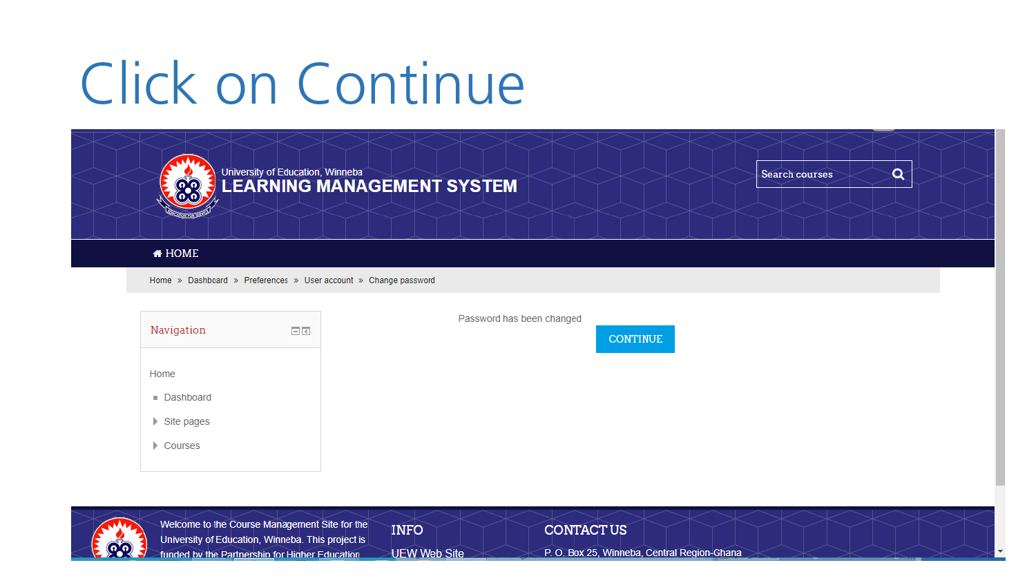# Click on Continue

University of Education, Winneba
LEARNING MANAGEMENT SYSTEM

Search courses

HOME

Home » Dashboard » Preferences » User account » Change password

Navigation

Home
- Dashboard
- Site pages
- Courses

Password has been changed

CONTINUE

Welcome to the Course Management Site for the University of Education, Winneba. This project is funded by the Partnership for Higher Education

INFO

UEW Web Site

CONTACT US

P. O. Box 25, Winneba, Central Region-Ghana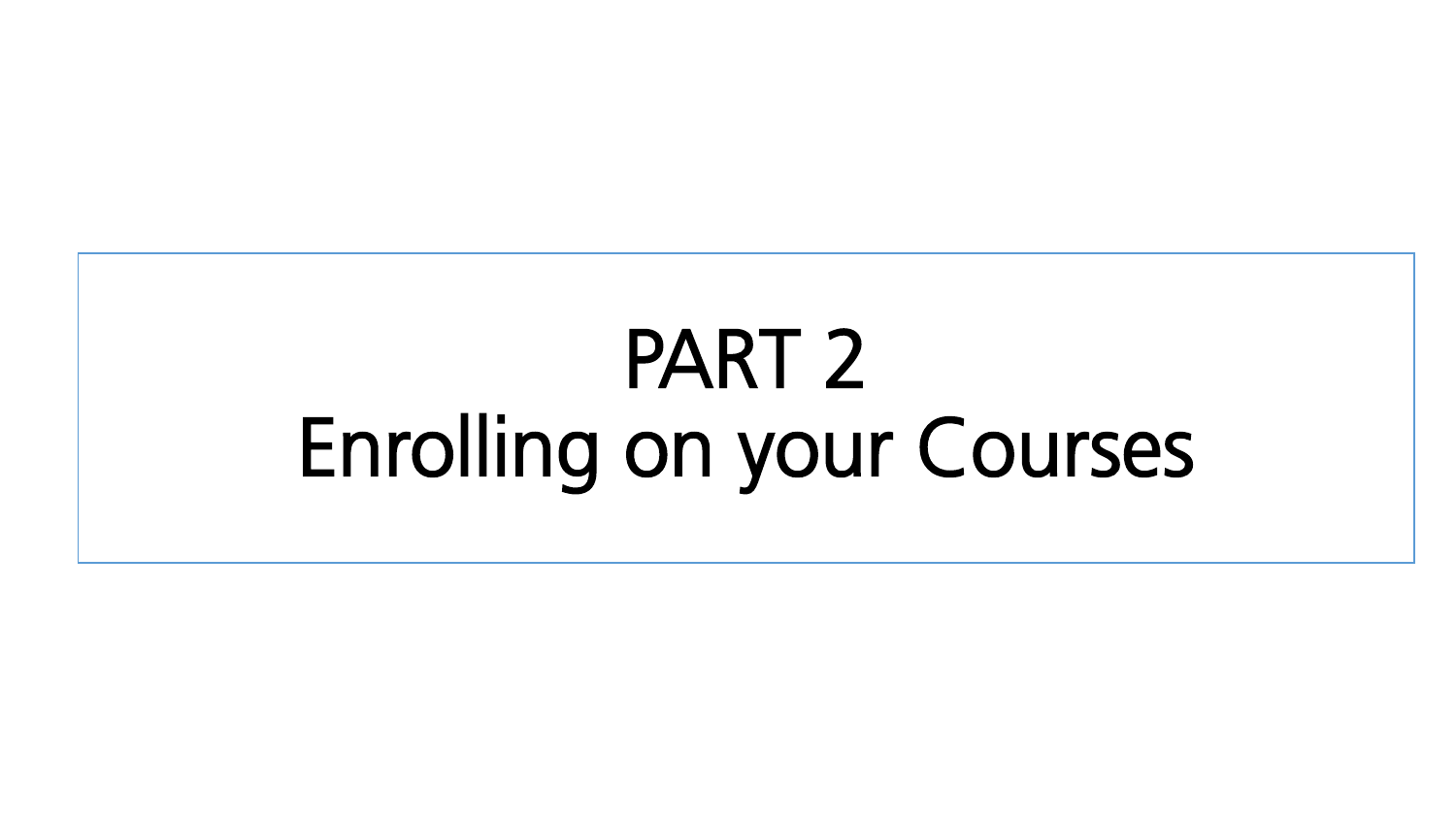# PART 2
# Enrolling on your Courses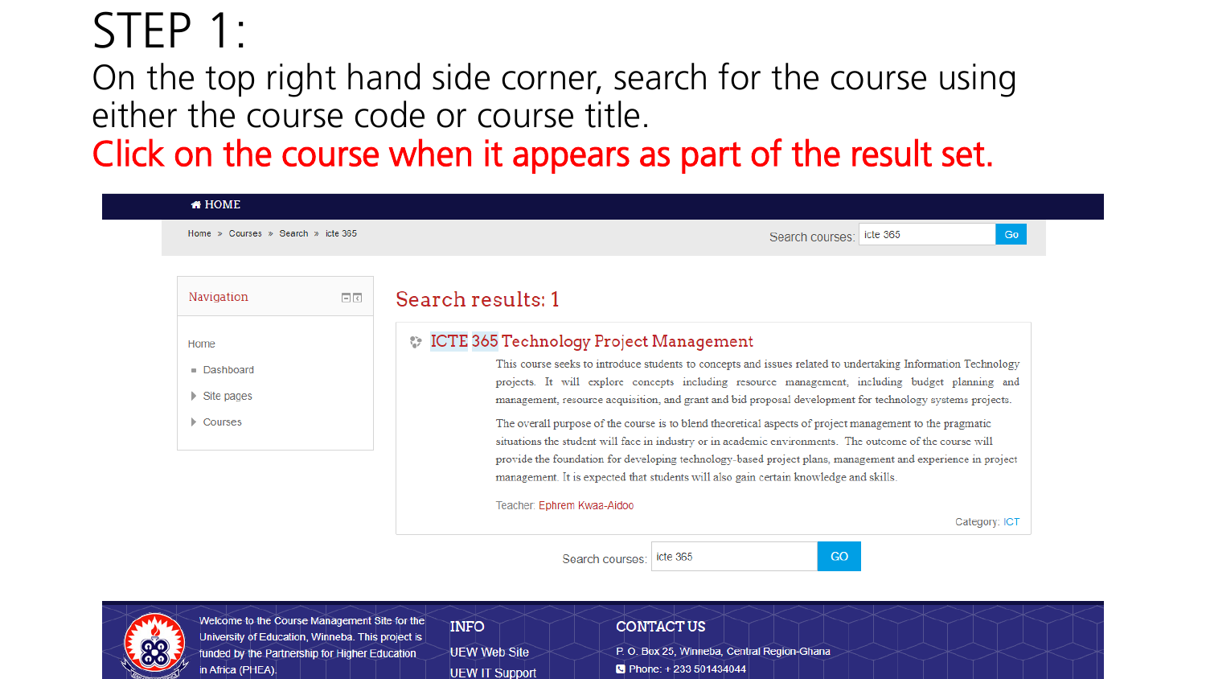# STEP 1:

On the top right hand side corner, search for the course using either the course code or course title.

Click on the course when it appears as part of the result set.

HOME

Home » Courses » Search » icte 365

Search courses: icte 365 Go

Navigation

- Home
  - Dashboard
  - Site pages
  - Courses

## Search results: 1

### ICTE 365 Technology Project Management

This course seeks to introduce students to concepts and issues related to undertaking Information Technology projects. It will explore concepts including resource management, including budget planning and management, resource acquisition, and grant and bid proposal development for technology systems projects.

The overall purpose of the course is to blend theoretical aspects of project management to the pragmatic situations the student will face in industry or in academic environments. The outcome of the course will provide the foundation for developing technology-based project plans, management and experience in project management. It is expected that students will also gain certain knowledge and skills.

Teacher: Ephrem Kwaa-Aidoo

Category: ICT

Search courses: icte 365 GO

Welcome to the Course Management Site for the University of Education, Winneba. This project is funded by the Partnership for Higher Education in Africa (PHEA).

INFO

UEW Web Site

UEW IT Support

CONTACT US

P. O. Box 25, Winneba, Central Region-Ghana

Phone: + 233 501434044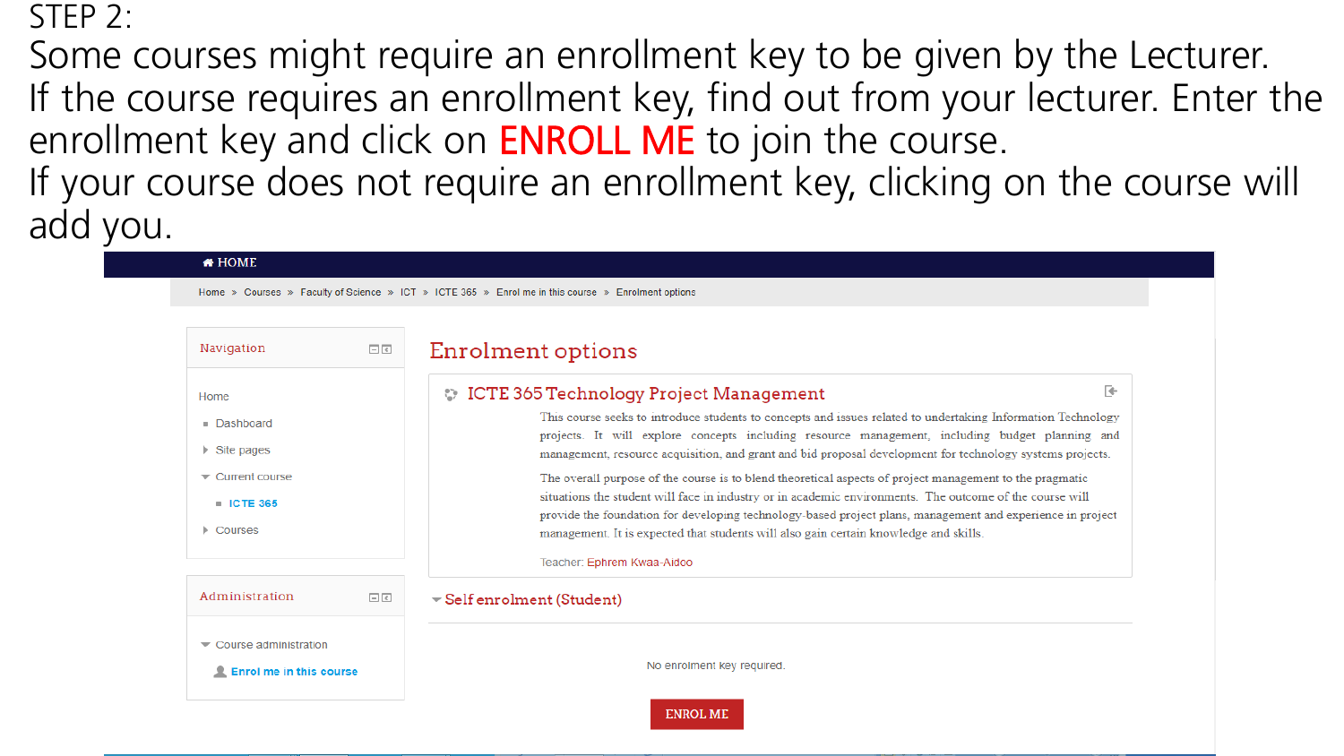STEP 2:

Some courses might require an enrollment key to be given by the Lecturer.

If the course requires an enrollment key, find out from your lecturer. Enter the enrollment key and click on **ENROLL ME** to join the course.

If your course does not require an enrollment key, clicking on the course will add you.

HOME

Home » Courses » Faculty of Science » ICT » ICTE 365 » Enrol me in this course » Enrolment options

**Navigation**

- Home
  - Dashboard
  - Site pages
  - Current course
    - ICTE 365
  - Courses

**Administration**

- Course administration
  - Enrol me in this course

## Enrolment options

### ICTE 365 Technology Project Management

This course seeks to introduce students to concepts and issues related to undertaking Information Technology projects. It will explore concepts including resource management, including budget planning and management, resource acquisition, and grant and bid proposal development for technology systems projects.

The overall purpose of the course is to blend theoretical aspects of project management to the pragmatic situations the student will face in industry or in academic environments. The outcome of the course will provide the foundation for developing technology-based project plans, management and experience in project management. It is expected that students will also gain certain knowledge and skills.

Teacher: Ephrem Kwaa-Aidoo

Self enrolment (Student)

No enrolment key required.

ENROL ME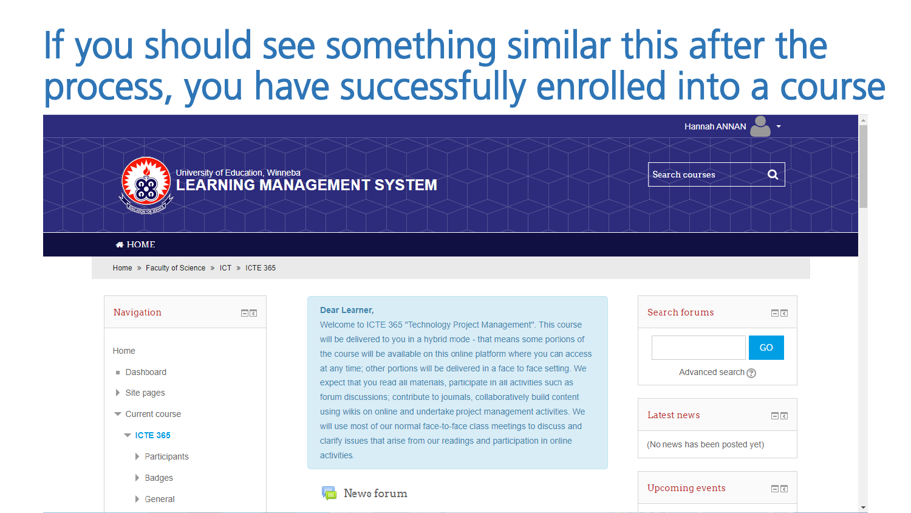# If you should see something similar this after the process, you have successfully enrolled into a course

Hannah ANNAN

University of Education, Winneba

LEARNING MANAGEMENT SYSTEM

Search courses

HOME

Home » Faculty of Science » ICT » ICTE 365

**Navigation**

- Home
  - Dashboard
  - Site pages
  - Current course
    - ICTE 365
      - Participants
      - Badges
      - General

**Dear Learner,**

Welcome to ICTE 365 "Technology Project Management". This course will be delivered to you in a hybrid mode - that means some portions of the course will be available on this online platform where you can access at any time; other portions will be delivered in a face to face setting. We expect that you read all materials, participate in all activities such as forum discussions; contribute to journals, collaboratively build content using wikis on online and undertake project management activities. We will use most of our normal face-to-face class meetings to discuss and clarify issues that arise from our readings and participation in online activities.

News forum

**Search forums**

GO

Advanced search

**Latest news**

(No news has been posted yet)

**Upcoming events**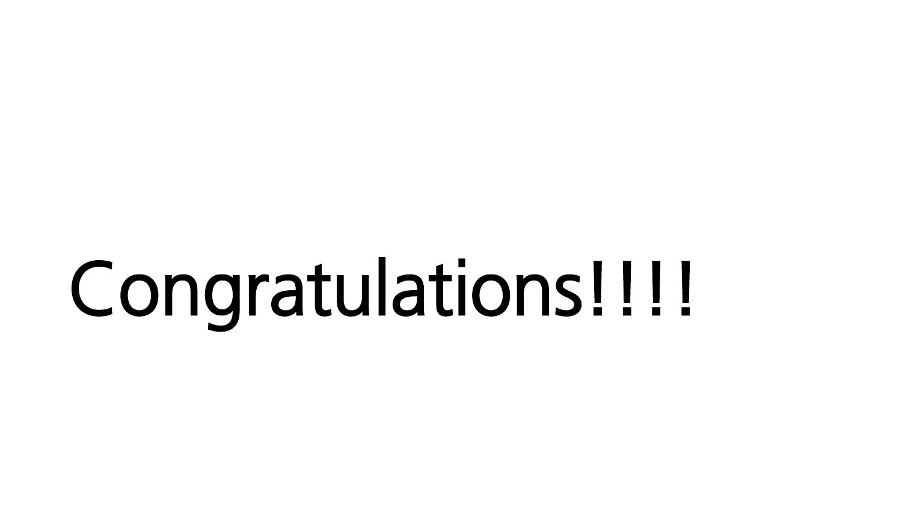Congratulations!!!!